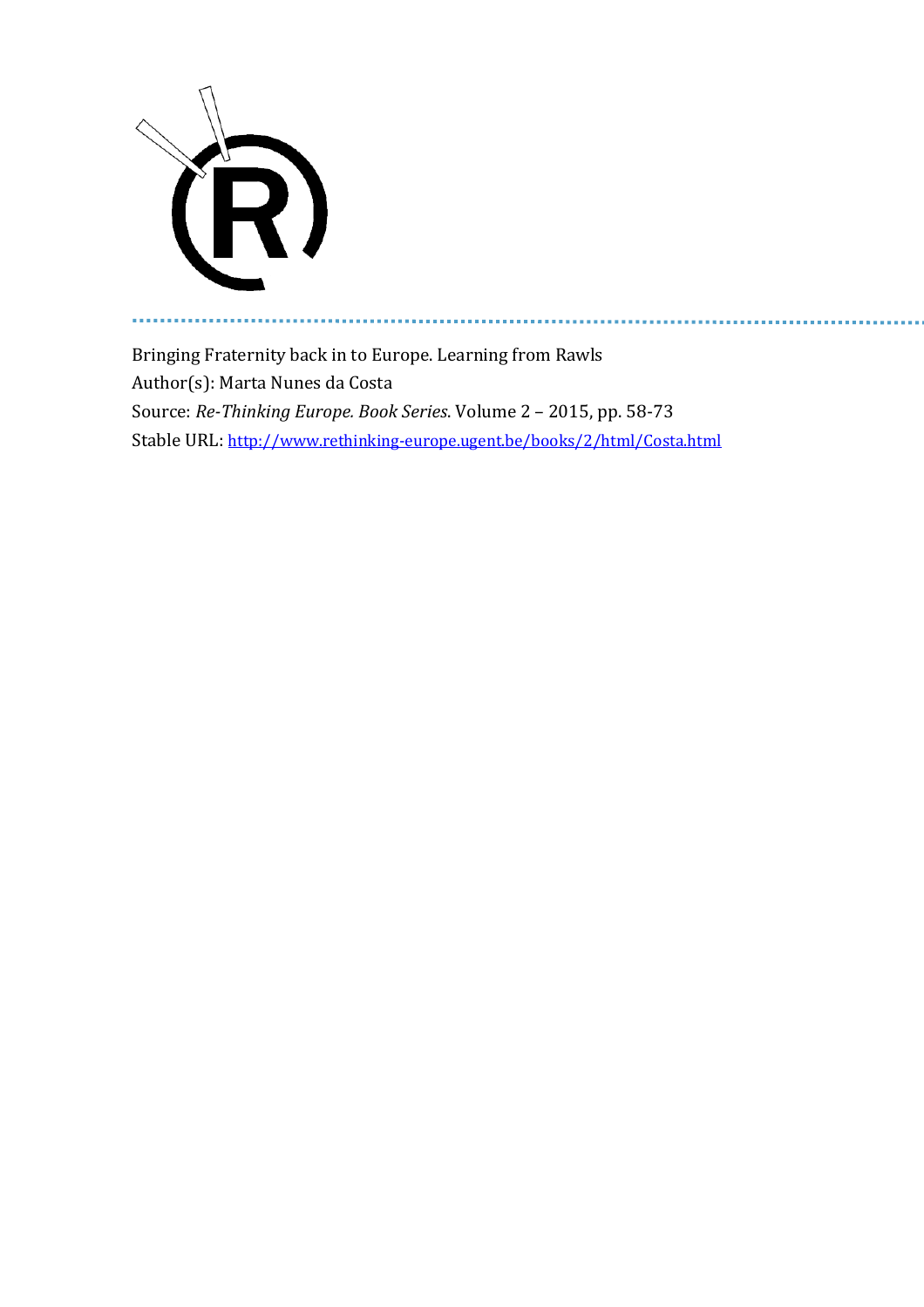Bringing Fraternity back in to Europe. Learning from Rawls

Author(s): Marta Nunes da Costa

Source: *Re-Thinking Europe. Book Series*. Volume 2 – 2015, pp. 58-73

Stable URL: http://www.rethinking-europe.ugent.be/books/2/html/Costa.html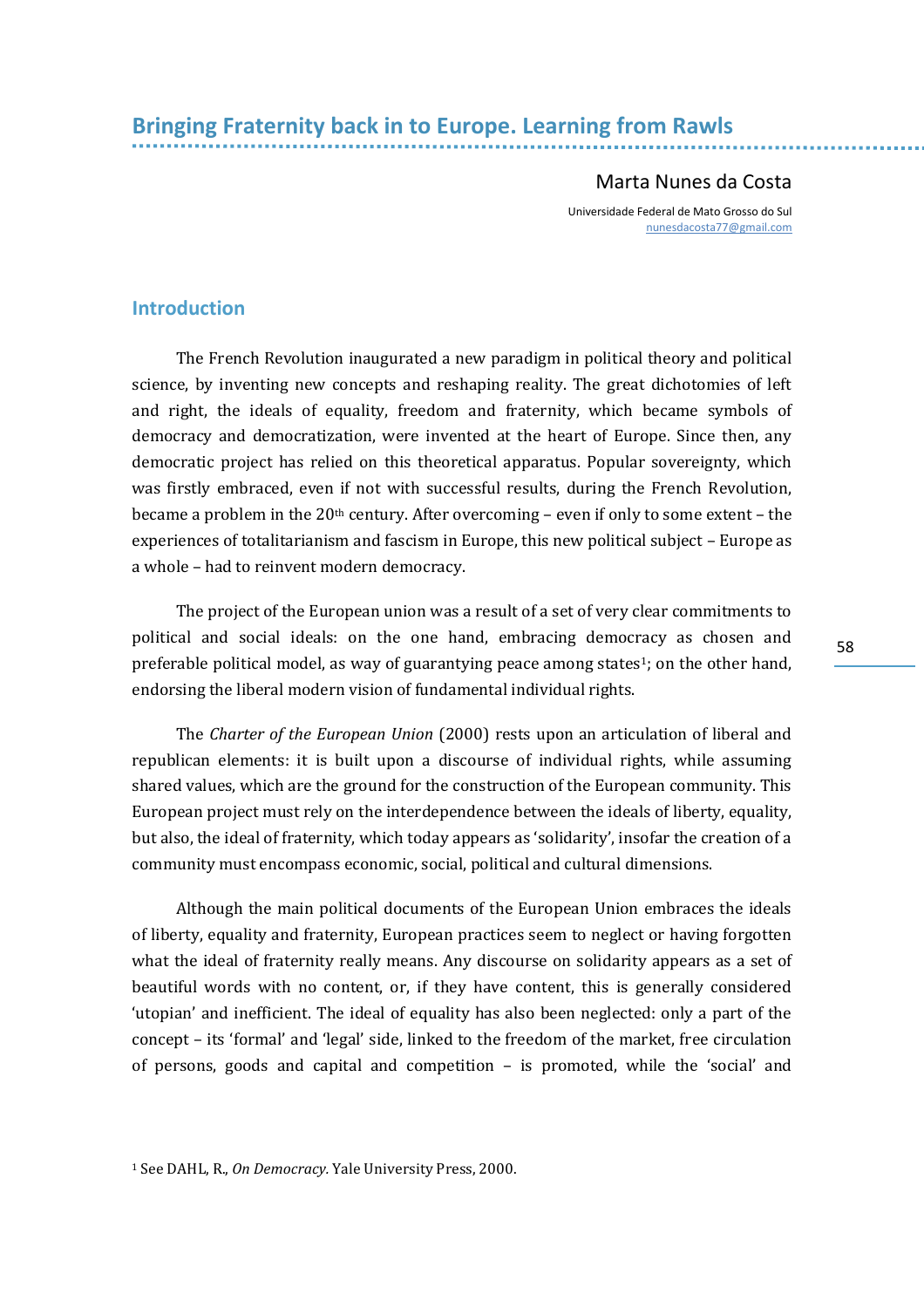# Bringing Fraternity back in to Europe. Learning from Rawls

Marta Nunes da Costa

Universidade Federal de Mato Grosso do Sul
nunesdacosta77@gmail.com

## Introduction

The French Revolution inaugurated a new paradigm in political theory and political science, by inventing new concepts and reshaping reality. The great dichotomies of left and right, the ideals of equality, freedom and fraternity, which became symbols of democracy and democratization, were invented at the heart of Europe. Since then, any democratic project has relied on this theoretical apparatus. Popular sovereignty, which was firstly embraced, even if not with successful results, during the French Revolution, became a problem in the 20th century. After overcoming – even if only to some extent – the experiences of totalitarianism and fascism in Europe, this new political subject – Europe as a whole – had to reinvent modern democracy.

The project of the European union was a result of a set of very clear commitments to political and social ideals: on the one hand, embracing democracy as chosen and preferable political model, as way of guarantying peace among states[1]; on the other hand, endorsing the liberal modern vision of fundamental individual rights.

The *Charter of the European Union* (2000) rests upon an articulation of liberal and republican elements: it is built upon a discourse of individual rights, while assuming shared values, which are the ground for the construction of the European community. This European project must rely on the interdependence between the ideals of liberty, equality, but also, the ideal of fraternity, which today appears as 'solidarity', insofar the creation of a community must encompass economic, social, political and cultural dimensions.

Although the main political documents of the European Union embraces the ideals of liberty, equality and fraternity, European practices seem to neglect or having forgotten what the ideal of fraternity really means. Any discourse on solidarity appears as a set of beautiful words with no content, or, if they have content, this is generally considered 'utopian' and inefficient. The ideal of equality has also been neglected: only a part of the concept – its 'formal' and 'legal' side, linked to the freedom of the market, free circulation of persons, goods and capital and competition – is promoted, while the 'social' and

[1] See DAHL, R., *On Democracy*. Yale University Press, 2000.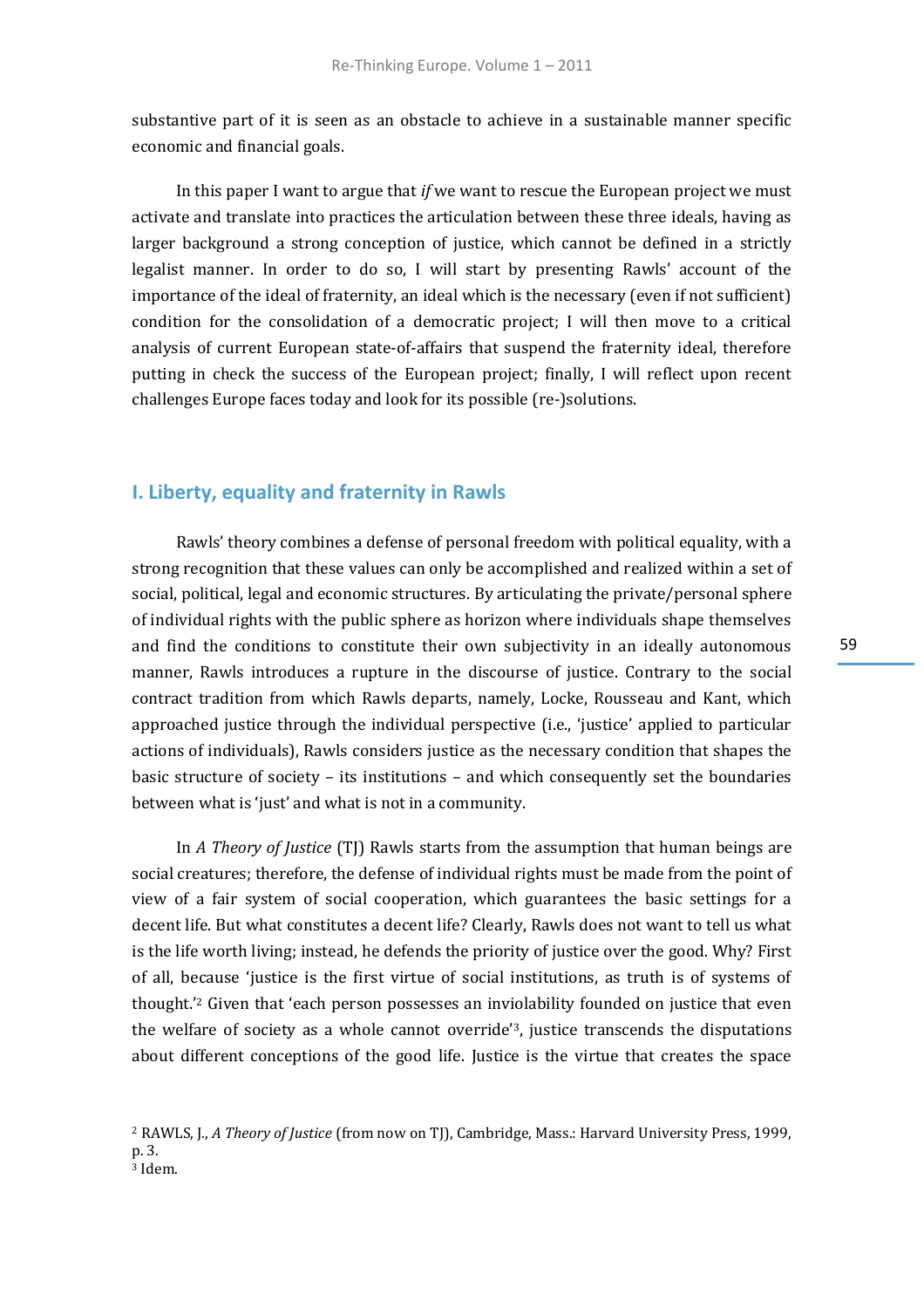substantive part of it is seen as an obstacle to achieve in a sustainable manner specific economic and financial goals.

In this paper I want to argue that *if* we want to rescue the European project we must activate and translate into practices the articulation between these three ideals, having as larger background a strong conception of justice, which cannot be defined in a strictly legalist manner. In order to do so, I will start by presenting Rawls' account of the importance of the ideal of fraternity, an ideal which is the necessary (even if not sufficient) condition for the consolidation of a democratic project; I will then move to a critical analysis of current European state-of-affairs that suspend the fraternity ideal, therefore putting in check the success of the European project; finally, I will reflect upon recent challenges Europe faces today and look for its possible (re-)solutions.

## I. Liberty, equality and fraternity in Rawls

Rawls' theory combines a defense of personal freedom with political equality, with a strong recognition that these values can only be accomplished and realized within a set of social, political, legal and economic structures. By articulating the private/personal sphere of individual rights with the public sphere as horizon where individuals shape themselves and find the conditions to constitute their own subjectivity in an ideally autonomous manner, Rawls introduces a rupture in the discourse of justice. Contrary to the social contract tradition from which Rawls departs, namely, Locke, Rousseau and Kant, which approached justice through the individual perspective (i.e., 'justice' applied to particular actions of individuals), Rawls considers justice as the necessary condition that shapes the basic structure of society – its institutions – and which consequently set the boundaries between what is 'just' and what is not in a community.

In *A Theory of Justice* (TJ) Rawls starts from the assumption that human beings are social creatures; therefore, the defense of individual rights must be made from the point of view of a fair system of social cooperation, which guarantees the basic settings for a decent life. But what constitutes a decent life? Clearly, Rawls does not want to tell us what is the life worth living; instead, he defends the priority of justice over the good. Why? First of all, because 'justice is the first virtue of social institutions, as truth is of systems of thought.'[2] Given that 'each person possesses an inviolability founded on justice that even the welfare of society as a whole cannot override'[3], justice transcends the disputations about different conceptions of the good life. Justice is the virtue that creates the space

[2] RAWLS, J., *A Theory of Justice* (from now on TJ), Cambridge, Mass.: Harvard University Press, 1999, p. 3.
[3] Idem.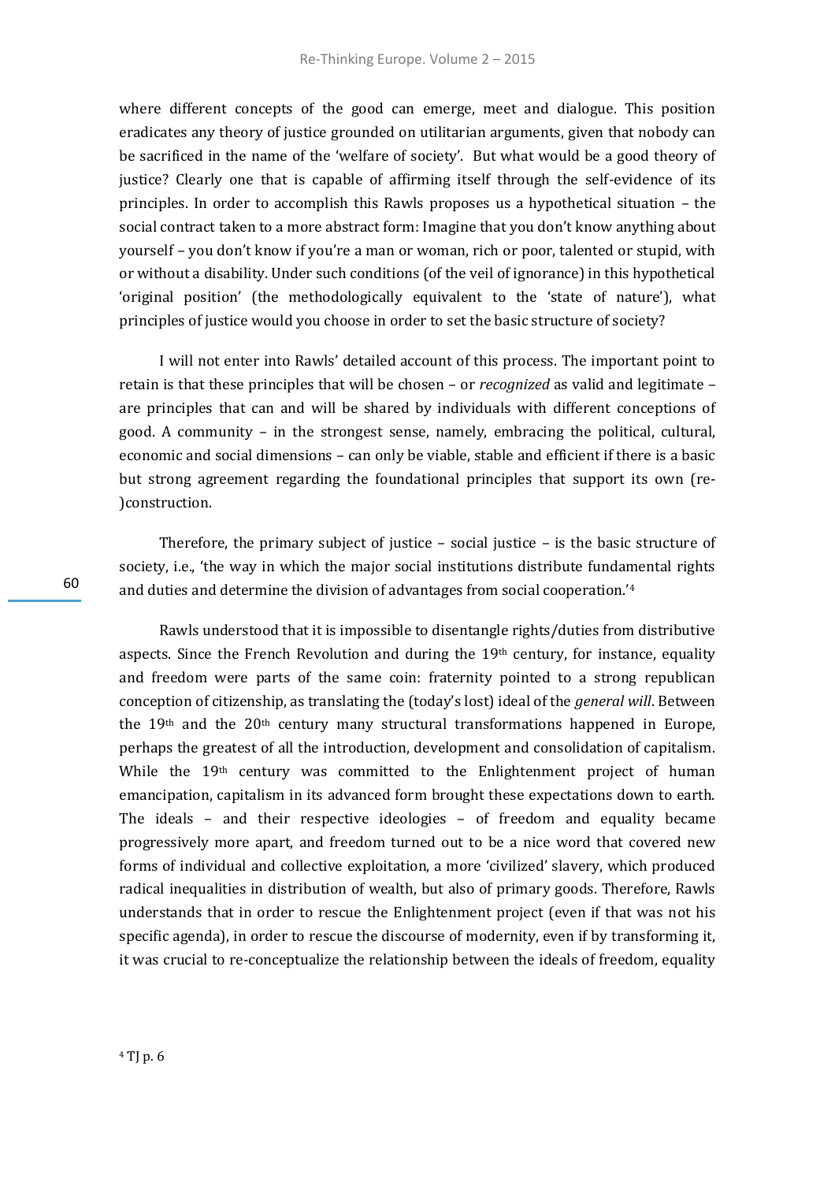where different concepts of the good can emerge, meet and dialogue. This position eradicates any theory of justice grounded on utilitarian arguments, given that nobody can be sacrificed in the name of the 'welfare of society'. But what would be a good theory of justice? Clearly one that is capable of affirming itself through the self-evidence of its principles. In order to accomplish this Rawls proposes us a hypothetical situation – the social contract taken to a more abstract form: Imagine that you don't know anything about yourself – you don't know if you're a man or woman, rich or poor, talented or stupid, with or without a disability. Under such conditions (of the veil of ignorance) in this hypothetical 'original position' (the methodologically equivalent to the 'state of nature'), what principles of justice would you choose in order to set the basic structure of society?

I will not enter into Rawls' detailed account of this process. The important point to retain is that these principles that will be chosen – or *recognized* as valid and legitimate – are principles that can and will be shared by individuals with different conceptions of good. A community – in the strongest sense, namely, embracing the political, cultural, economic and social dimensions – can only be viable, stable and efficient if there is a basic but strong agreement regarding the foundational principles that support its own (re-)construction.

Therefore, the primary subject of justice – social justice – is the basic structure of society, i.e., 'the way in which the major social institutions distribute fundamental rights and duties and determine the division of advantages from social cooperation.'[4]

Rawls understood that it is impossible to disentangle rights/duties from distributive aspects. Since the French Revolution and during the 19th century, for instance, equality and freedom were parts of the same coin: fraternity pointed to a strong republican conception of citizenship, as translating the (today's lost) ideal of the *general will*. Between the 19th and the 20th century many structural transformations happened in Europe, perhaps the greatest of all the introduction, development and consolidation of capitalism. While the 19th century was committed to the Enlightenment project of human emancipation, capitalism in its advanced form brought these expectations down to earth. The ideals – and their respective ideologies – of freedom and equality became progressively more apart, and freedom turned out to be a nice word that covered new forms of individual and collective exploitation, a more 'civilized' slavery, which produced radical inequalities in distribution of wealth, but also of primary goods. Therefore, Rawls understands that in order to rescue the Enlightenment project (even if that was not his specific agenda), in order to rescue the discourse of modernity, even if by transforming it, it was crucial to re-conceptualize the relationship between the ideals of freedom, equality

[4] TJ p. 6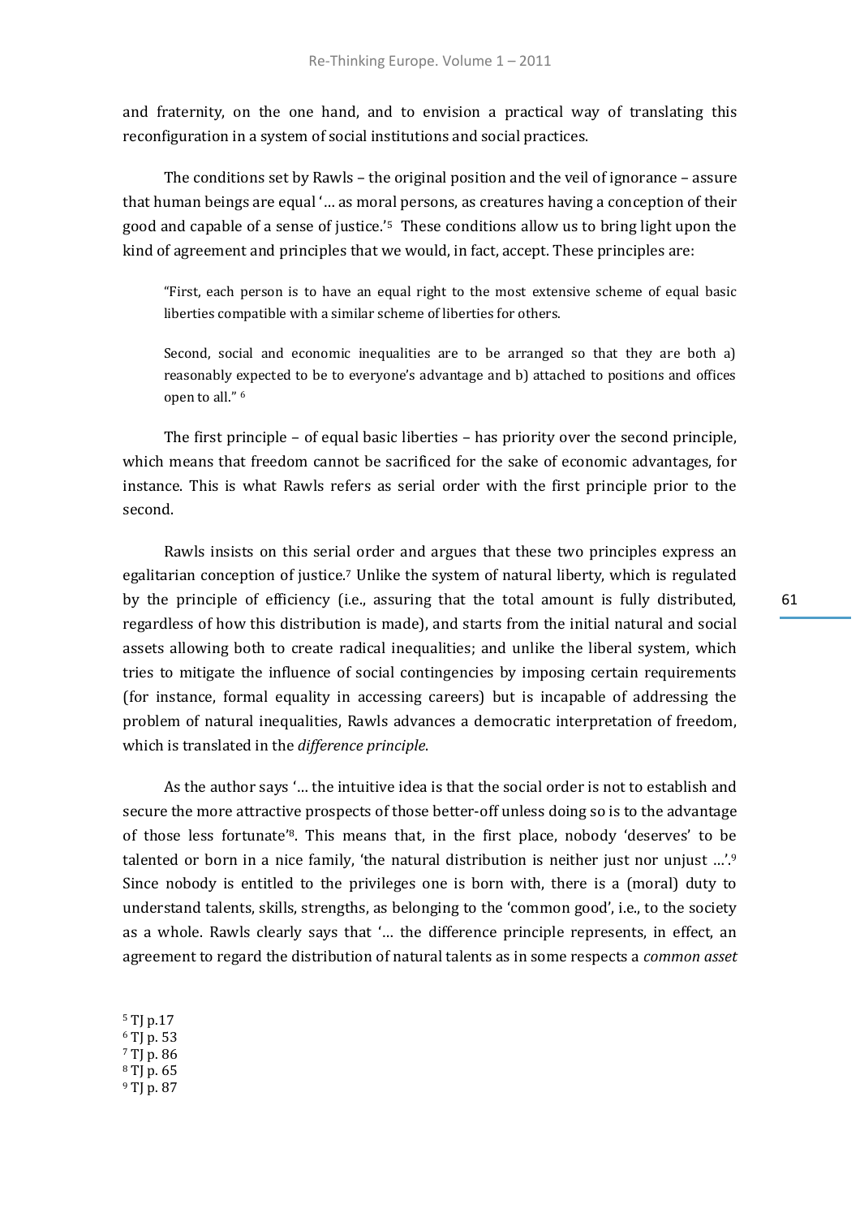and fraternity, on the one hand, and to envision a practical way of translating this reconfiguration in a system of social institutions and social practices.

The conditions set by Rawls – the original position and the veil of ignorance – assure that human beings are equal '… as moral persons, as creatures having a conception of their good and capable of a sense of justice.'[5] These conditions allow us to bring light upon the kind of agreement and principles that we would, in fact, accept. These principles are:

> "First, each person is to have an equal right to the most extensive scheme of equal basic liberties compatible with a similar scheme of liberties for others.
>
> Second, social and economic inequalities are to be arranged so that they are both a) reasonably expected to be to everyone's advantage and b) attached to positions and offices open to all." [6]

The first principle – of equal basic liberties – has priority over the second principle, which means that freedom cannot be sacrificed for the sake of economic advantages, for instance. This is what Rawls refers as serial order with the first principle prior to the second.

Rawls insists on this serial order and argues that these two principles express an egalitarian conception of justice.[7] Unlike the system of natural liberty, which is regulated by the principle of efficiency (i.e., assuring that the total amount is fully distributed, regardless of how this distribution is made), and starts from the initial natural and social assets allowing both to create radical inequalities; and unlike the liberal system, which tries to mitigate the influence of social contingencies by imposing certain requirements (for instance, formal equality in accessing careers) but is incapable of addressing the problem of natural inequalities, Rawls advances a democratic interpretation of freedom, which is translated in the *difference principle*.

As the author says '… the intuitive idea is that the social order is not to establish and secure the more attractive prospects of those better-off unless doing so is to the advantage of those less fortunate'[8]. This means that, in the first place, nobody 'deserves' to be talented or born in a nice family, 'the natural distribution is neither just nor unjust …'.[9] Since nobody is entitled to the privileges one is born with, there is a (moral) duty to understand talents, skills, strengths, as belonging to the 'common good', i.e., to the society as a whole. Rawls clearly says that '… the difference principle represents, in effect, an agreement to regard the distribution of natural talents as in some respects a *common asset*

[5] TJ p.17
[6] TJ p. 53
[7] TJ p. 86
[8] TJ p. 65
[9] TJ p. 87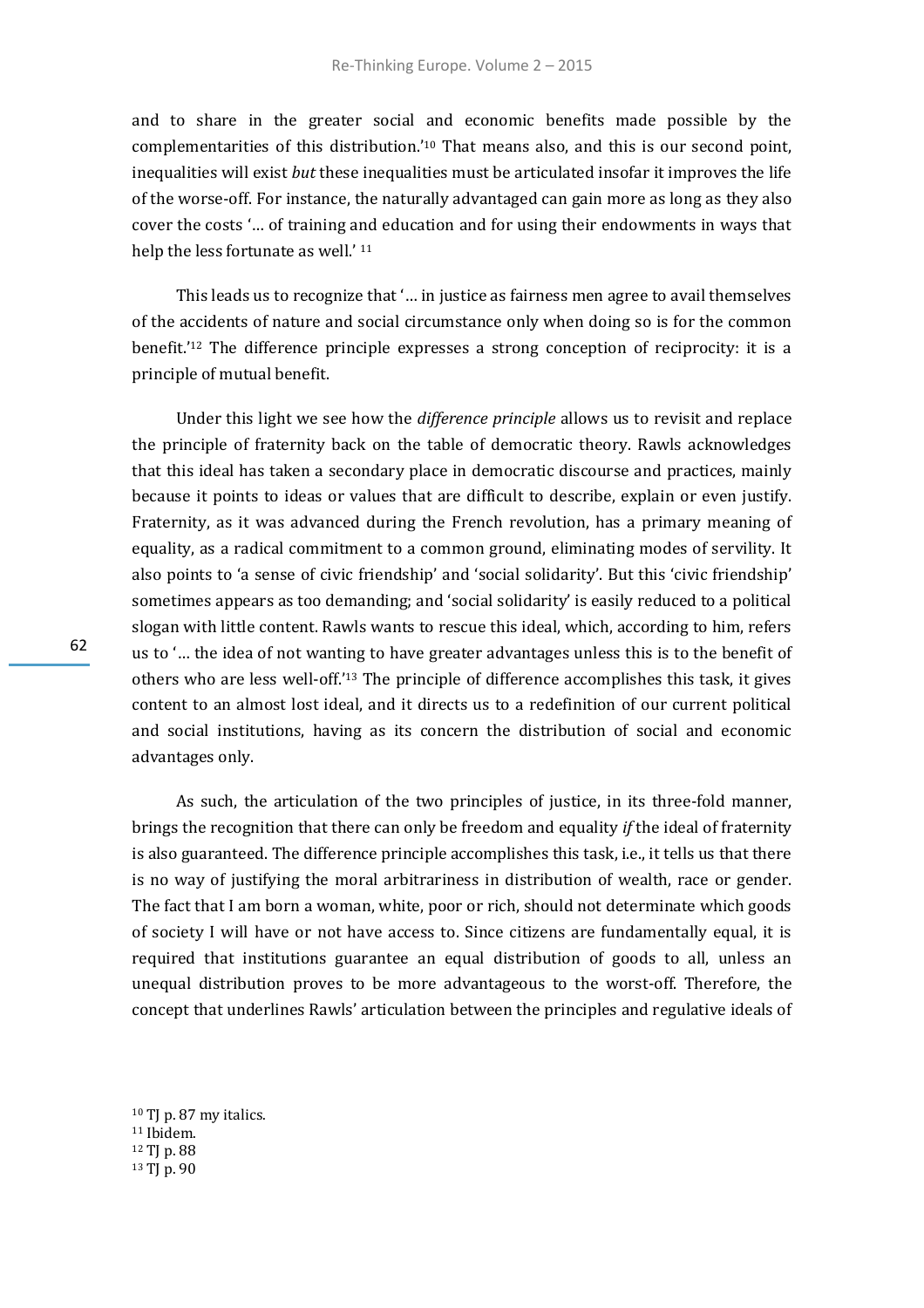and to share in the greater social and economic benefits made possible by the complementarities of this distribution.'[10] That means also, and this is our second point, inequalities will exist *but* these inequalities must be articulated insofar it improves the life of the worse-off. For instance, the naturally advantaged can gain more as long as they also cover the costs '… of training and education and for using their endowments in ways that help the less fortunate as well.' [11]

This leads us to recognize that '… in justice as fairness men agree to avail themselves of the accidents of nature and social circumstance only when doing so is for the common benefit.'[12] The difference principle expresses a strong conception of reciprocity: it is a principle of mutual benefit.

Under this light we see how the *difference principle* allows us to revisit and replace the principle of fraternity back on the table of democratic theory. Rawls acknowledges that this ideal has taken a secondary place in democratic discourse and practices, mainly because it points to ideas or values that are difficult to describe, explain or even justify. Fraternity, as it was advanced during the French revolution, has a primary meaning of equality, as a radical commitment to a common ground, eliminating modes of servility. It also points to 'a sense of civic friendship' and 'social solidarity'. But this 'civic friendship' sometimes appears as too demanding; and 'social solidarity' is easily reduced to a political slogan with little content. Rawls wants to rescue this ideal, which, according to him, refers us to '… the idea of not wanting to have greater advantages unless this is to the benefit of others who are less well-off.'[13] The principle of difference accomplishes this task, it gives content to an almost lost ideal, and it directs us to a redefinition of our current political and social institutions, having as its concern the distribution of social and economic advantages only.

As such, the articulation of the two principles of justice, in its three-fold manner, brings the recognition that there can only be freedom and equality *if* the ideal of fraternity is also guaranteed. The difference principle accomplishes this task, i.e., it tells us that there is no way of justifying the moral arbitrariness in distribution of wealth, race or gender. The fact that I am born a woman, white, poor or rich, should not determinate which goods of society I will have or not have access to. Since citizens are fundamentally equal, it is required that institutions guarantee an equal distribution of goods to all, unless an unequal distribution proves to be more advantageous to the worst-off. Therefore, the concept that underlines Rawls' articulation between the principles and regulative ideals of

[10] TJ p. 87 my italics.
[11] Ibidem.
[12] TJ p. 88
[13] TJ p. 90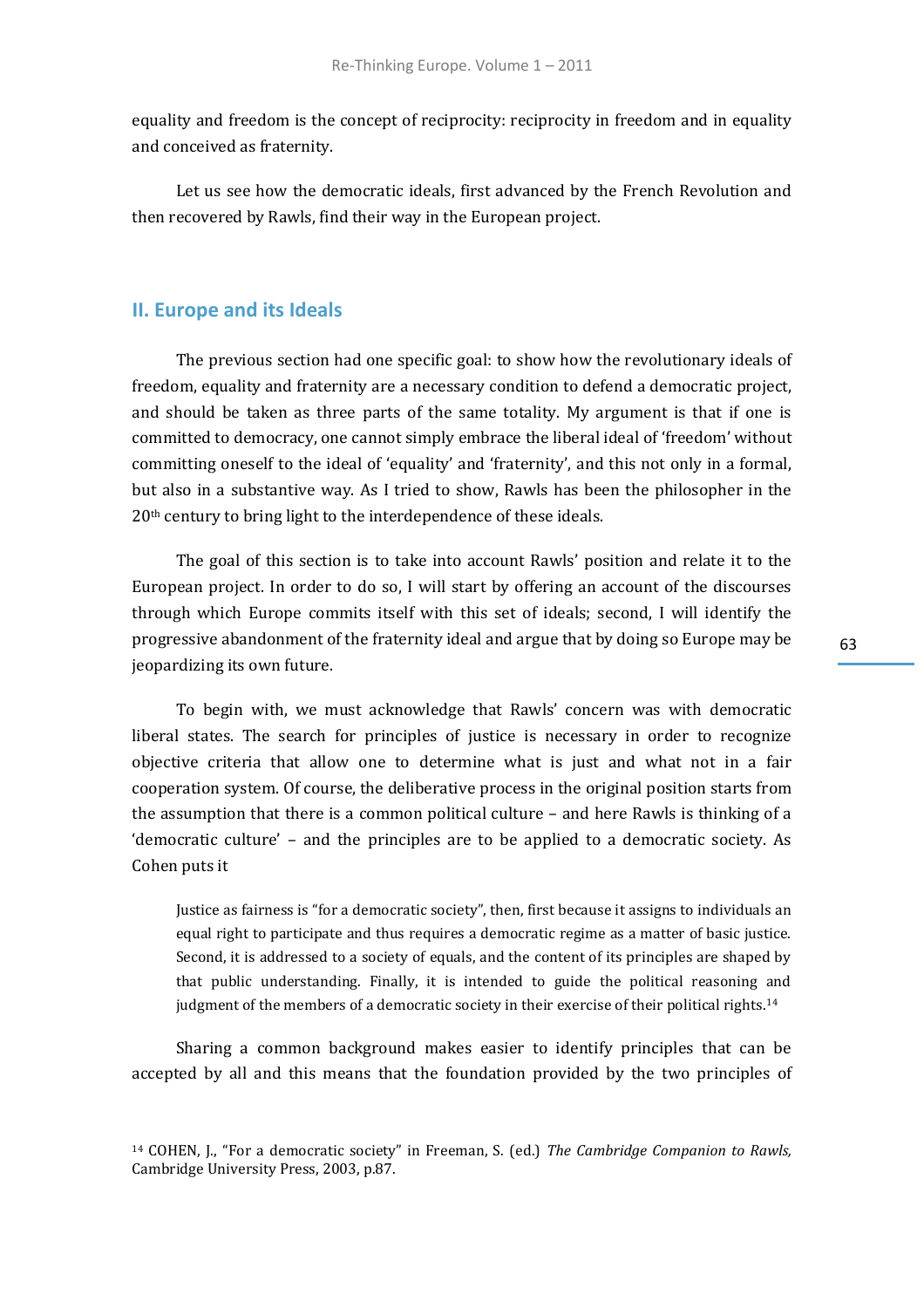equality and freedom is the concept of reciprocity: reciprocity in freedom and in equality and conceived as fraternity.

Let us see how the democratic ideals, first advanced by the French Revolution and then recovered by Rawls, find their way in the European project.

## II. Europe and its Ideals

The previous section had one specific goal: to show how the revolutionary ideals of freedom, equality and fraternity are a necessary condition to defend a democratic project, and should be taken as three parts of the same totality. My argument is that if one is committed to democracy, one cannot simply embrace the liberal ideal of 'freedom' without committing oneself to the ideal of 'equality' and 'fraternity', and this not only in a formal, but also in a substantive way. As I tried to show, Rawls has been the philosopher in the 20th century to bring light to the interdependence of these ideals.

The goal of this section is to take into account Rawls' position and relate it to the European project. In order to do so, I will start by offering an account of the discourses through which Europe commits itself with this set of ideals; second, I will identify the progressive abandonment of the fraternity ideal and argue that by doing so Europe may be jeopardizing its own future.

To begin with, we must acknowledge that Rawls' concern was with democratic liberal states. The search for principles of justice is necessary in order to recognize objective criteria that allow one to determine what is just and what not in a fair cooperation system. Of course, the deliberative process in the original position starts from the assumption that there is a common political culture – and here Rawls is thinking of a 'democratic culture' – and the principles are to be applied to a democratic society. As Cohen puts it

> Justice as fairness is "for a democratic society", then, first because it assigns to individuals an equal right to participate and thus requires a democratic regime as a matter of basic justice. Second, it is addressed to a society of equals, and the content of its principles are shaped by that public understanding. Finally, it is intended to guide the political reasoning and judgment of the members of a democratic society in their exercise of their political rights.[14]

Sharing a common background makes easier to identify principles that can be accepted by all and this means that the foundation provided by the two principles of

[14] COHEN, J., "For a democratic society" in Freeman, S. (ed.) *The Cambridge Companion to Rawls,* Cambridge University Press, 2003, p.87.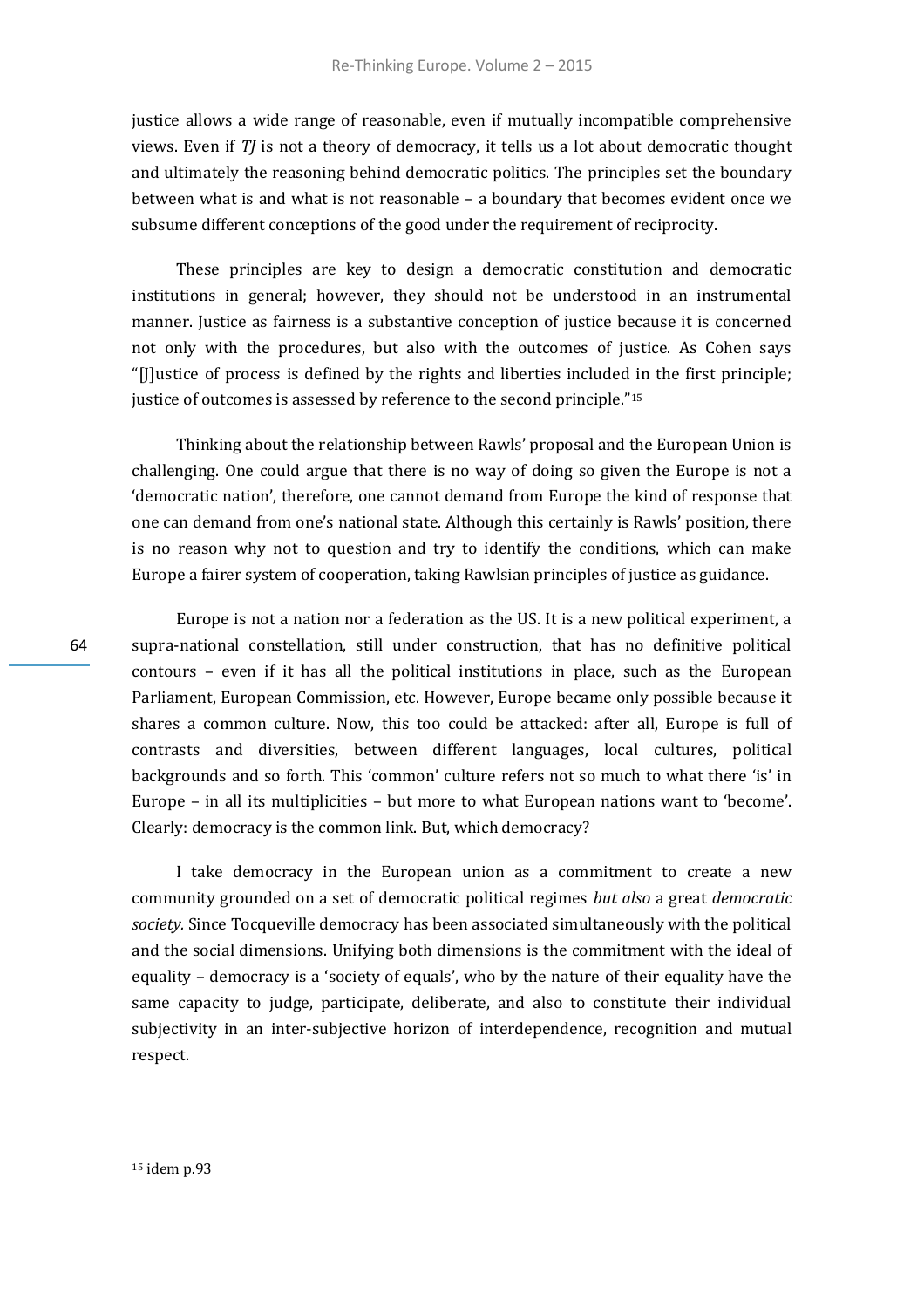justice allows a wide range of reasonable, even if mutually incompatible comprehensive views. Even if *TJ* is not a theory of democracy, it tells us a lot about democratic thought and ultimately the reasoning behind democratic politics. The principles set the boundary between what is and what is not reasonable – a boundary that becomes evident once we subsume different conceptions of the good under the requirement of reciprocity.

These principles are key to design a democratic constitution and democratic institutions in general; however, they should not be understood in an instrumental manner. Justice as fairness is a substantive conception of justice because it is concerned not only with the procedures, but also with the outcomes of justice. As Cohen says "[J]ustice of process is defined by the rights and liberties included in the first principle; justice of outcomes is assessed by reference to the second principle."[15]

Thinking about the relationship between Rawls' proposal and the European Union is challenging. One could argue that there is no way of doing so given the Europe is not a 'democratic nation', therefore, one cannot demand from Europe the kind of response that one can demand from one's national state. Although this certainly is Rawls' position, there is no reason why not to question and try to identify the conditions, which can make Europe a fairer system of cooperation, taking Rawlsian principles of justice as guidance.

Europe is not a nation nor a federation as the US. It is a new political experiment, a supra-national constellation, still under construction, that has no definitive political contours – even if it has all the political institutions in place, such as the European Parliament, European Commission, etc. However, Europe became only possible because it shares a common culture. Now, this too could be attacked: after all, Europe is full of contrasts and diversities, between different languages, local cultures, political backgrounds and so forth. This 'common' culture refers not so much to what there 'is' in Europe – in all its multiplicities – but more to what European nations want to 'become'. Clearly: democracy is the common link. But, which democracy?

I take democracy in the European union as a commitment to create a new community grounded on a set of democratic political regimes *but also* a great *democratic society*. Since Tocqueville democracy has been associated simultaneously with the political and the social dimensions. Unifying both dimensions is the commitment with the ideal of equality – democracy is a 'society of equals', who by the nature of their equality have the same capacity to judge, participate, deliberate, and also to constitute their individual subjectivity in an inter-subjective horizon of interdependence, recognition and mutual respect.

[15] idem p.93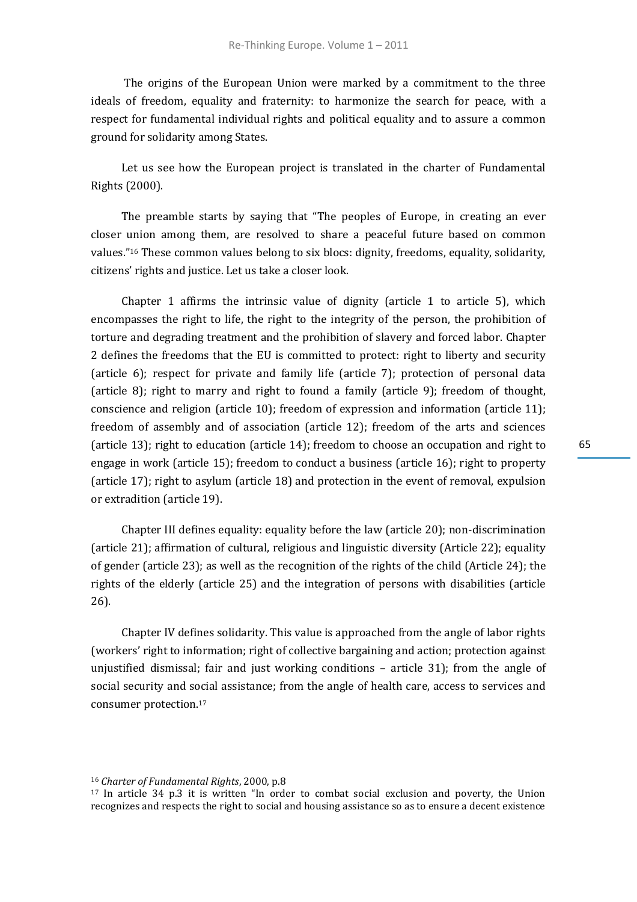The origins of the European Union were marked by a commitment to the three ideals of freedom, equality and fraternity: to harmonize the search for peace, with a respect for fundamental individual rights and political equality and to assure a common ground for solidarity among States.

Let us see how the European project is translated in the charter of Fundamental Rights (2000).

The preamble starts by saying that "The peoples of Europe, in creating an ever closer union among them, are resolved to share a peaceful future based on common values."[16] These common values belong to six blocs: dignity, freedoms, equality, solidarity, citizens' rights and justice. Let us take a closer look.

Chapter 1 affirms the intrinsic value of dignity (article 1 to article 5), which encompasses the right to life, the right to the integrity of the person, the prohibition of torture and degrading treatment and the prohibition of slavery and forced labor. Chapter 2 defines the freedoms that the EU is committed to protect: right to liberty and security (article 6); respect for private and family life (article 7); protection of personal data (article 8); right to marry and right to found a family (article 9); freedom of thought, conscience and religion (article 10); freedom of expression and information (article 11); freedom of assembly and of association (article 12); freedom of the arts and sciences (article 13); right to education (article 14); freedom to choose an occupation and right to engage in work (article 15); freedom to conduct a business (article 16); right to property (article 17); right to asylum (article 18) and protection in the event of removal, expulsion or extradition (article 19).

Chapter III defines equality: equality before the law (article 20); non-discrimination (article 21); affirmation of cultural, religious and linguistic diversity (Article 22); equality of gender (article 23); as well as the recognition of the rights of the child (Article 24); the rights of the elderly (article 25) and the integration of persons with disabilities (article 26).

Chapter IV defines solidarity. This value is approached from the angle of labor rights (workers' right to information; right of collective bargaining and action; protection against unjustified dismissal; fair and just working conditions – article 31); from the angle of social security and social assistance; from the angle of health care, access to services and consumer protection.[17]

[16] *Charter of Fundamental Rights*, 2000, p.8

[17] In article 34 p.3 it is written "In order to combat social exclusion and poverty, the Union recognizes and respects the right to social and housing assistance so as to ensure a decent existence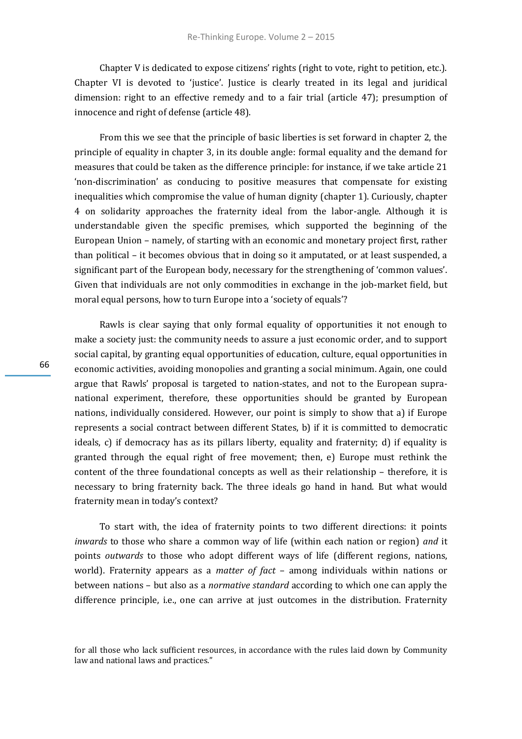Chapter V is dedicated to expose citizens' rights (right to vote, right to petition, etc.). Chapter VI is devoted to 'justice'. Justice is clearly treated in its legal and juridical dimension: right to an effective remedy and to a fair trial (article 47); presumption of innocence and right of defense (article 48).

From this we see that the principle of basic liberties is set forward in chapter 2, the principle of equality in chapter 3, in its double angle: formal equality and the demand for measures that could be taken as the difference principle: for instance, if we take article 21 'non-discrimination' as conducing to positive measures that compensate for existing inequalities which compromise the value of human dignity (chapter 1). Curiously, chapter 4 on solidarity approaches the fraternity ideal from the labor-angle. Although it is understandable given the specific premises, which supported the beginning of the European Union – namely, of starting with an economic and monetary project first, rather than political – it becomes obvious that in doing so it amputated, or at least suspended, a significant part of the European body, necessary for the strengthening of 'common values'. Given that individuals are not only commodities in exchange in the job-market field, but moral equal persons, how to turn Europe into a 'society of equals'?

Rawls is clear saying that only formal equality of opportunities it not enough to make a society just: the community needs to assure a just economic order, and to support social capital, by granting equal opportunities of education, culture, equal opportunities in economic activities, avoiding monopolies and granting a social minimum. Again, one could argue that Rawls' proposal is targeted to nation-states, and not to the European supra-national experiment, therefore, these opportunities should be granted by European nations, individually considered. However, our point is simply to show that a) if Europe represents a social contract between different States, b) if it is committed to democratic ideals, c) if democracy has as its pillars liberty, equality and fraternity; d) if equality is granted through the equal right of free movement; then, e) Europe must rethink the content of the three foundational concepts as well as their relationship – therefore, it is necessary to bring fraternity back. The three ideals go hand in hand. But what would fraternity mean in today's context?

To start with, the idea of fraternity points to two different directions: it points *inwards* to those who share a common way of life (within each nation or region) *and* it points *outwards* to those who adopt different ways of life (different regions, nations, world). Fraternity appears as a *matter of fact* – among individuals within nations or between nations – but also as a *normative standard* according to which one can apply the difference principle, i.e., one can arrive at just outcomes in the distribution. Fraternity

for all those who lack sufficient resources, in accordance with the rules laid down by Community law and national laws and practices."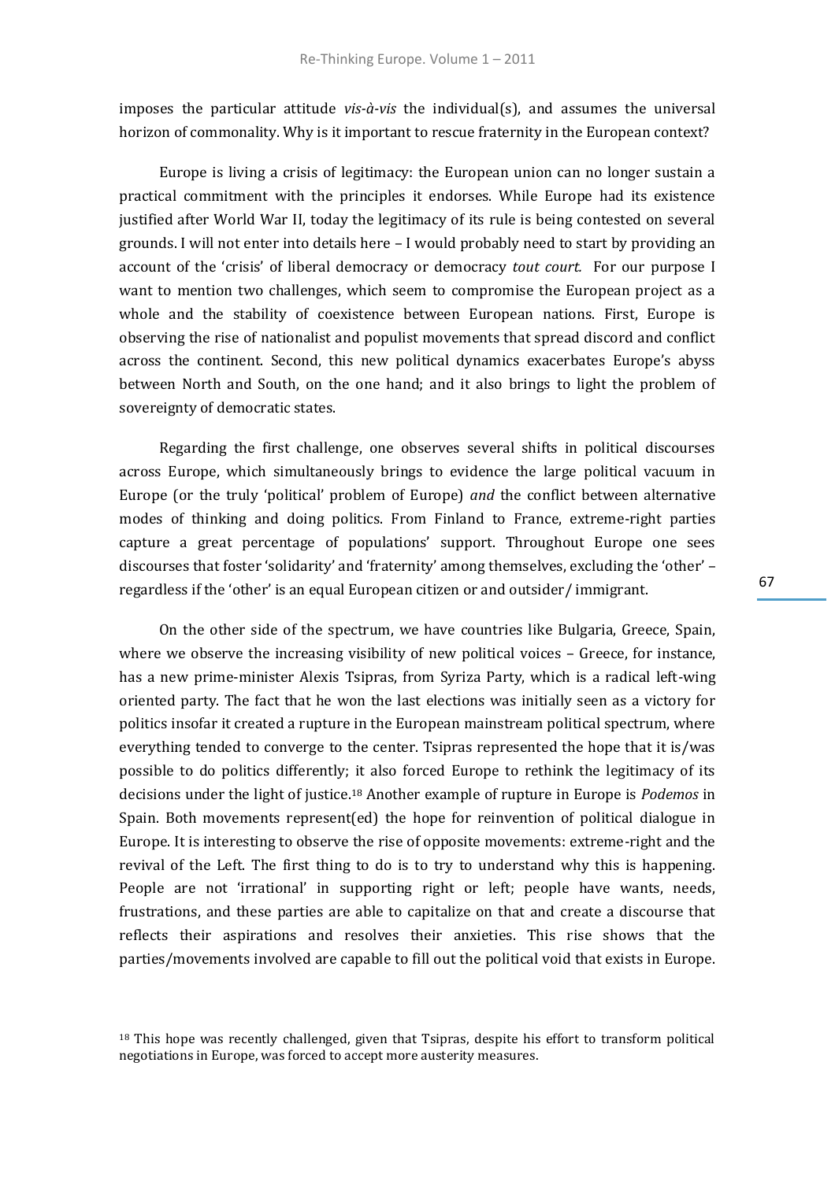imposes the particular attitude *vis-à-vis* the individual(s), and assumes the universal horizon of commonality. Why is it important to rescue fraternity in the European context?

Europe is living a crisis of legitimacy: the European union can no longer sustain a practical commitment with the principles it endorses. While Europe had its existence justified after World War II, today the legitimacy of its rule is being contested on several grounds. I will not enter into details here – I would probably need to start by providing an account of the 'crisis' of liberal democracy or democracy *tout court.* For our purpose I want to mention two challenges, which seem to compromise the European project as a whole and the stability of coexistence between European nations. First, Europe is observing the rise of nationalist and populist movements that spread discord and conflict across the continent. Second, this new political dynamics exacerbates Europe's abyss between North and South, on the one hand; and it also brings to light the problem of sovereignty of democratic states.

Regarding the first challenge, one observes several shifts in political discourses across Europe, which simultaneously brings to evidence the large political vacuum in Europe (or the truly 'political' problem of Europe) *and* the conflict between alternative modes of thinking and doing politics. From Finland to France, extreme-right parties capture a great percentage of populations' support. Throughout Europe one sees discourses that foster 'solidarity' and 'fraternity' among themselves, excluding the 'other' – regardless if the 'other' is an equal European citizen or and outsider/ immigrant.

On the other side of the spectrum, we have countries like Bulgaria, Greece, Spain, where we observe the increasing visibility of new political voices – Greece, for instance, has a new prime-minister Alexis Tsipras, from Syriza Party, which is a radical left-wing oriented party. The fact that he won the last elections was initially seen as a victory for politics insofar it created a rupture in the European mainstream political spectrum, where everything tended to converge to the center. Tsipras represented the hope that it is/was possible to do politics differently; it also forced Europe to rethink the legitimacy of its decisions under the light of justice.[18] Another example of rupture in Europe is *Podemos* in Spain. Both movements represent(ed) the hope for reinvention of political dialogue in Europe. It is interesting to observe the rise of opposite movements: extreme-right and the revival of the Left. The first thing to do is to try to understand why this is happening. People are not 'irrational' in supporting right or left; people have wants, needs, frustrations, and these parties are able to capitalize on that and create a discourse that reflects their aspirations and resolves their anxieties. This rise shows that the parties/movements involved are capable to fill out the political void that exists in Europe.

[18] This hope was recently challenged, given that Tsipras, despite his effort to transform political negotiations in Europe, was forced to accept more austerity measures.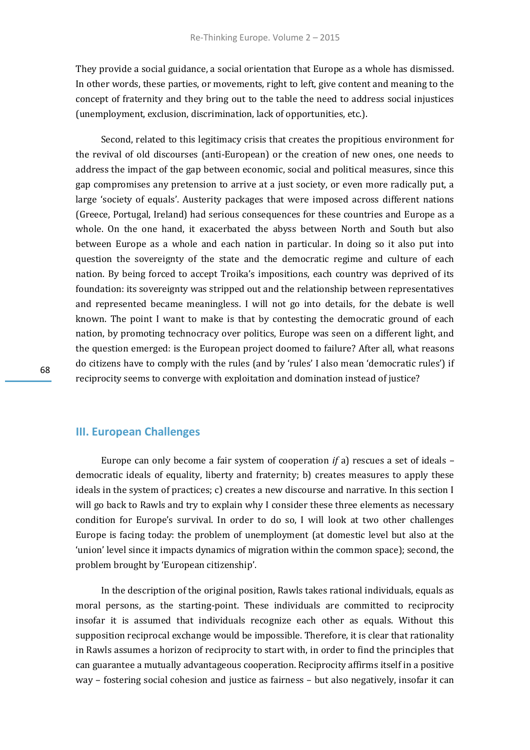They provide a social guidance, a social orientation that Europe as a whole has dismissed. In other words, these parties, or movements, right to left, give content and meaning to the concept of fraternity and they bring out to the table the need to address social injustices (unemployment, exclusion, discrimination, lack of opportunities, etc.).

Second, related to this legitimacy crisis that creates the propitious environment for the revival of old discourses (anti-European) or the creation of new ones, one needs to address the impact of the gap between economic, social and political measures, since this gap compromises any pretension to arrive at a just society, or even more radically put, a large 'society of equals'. Austerity packages that were imposed across different nations (Greece, Portugal, Ireland) had serious consequences for these countries and Europe as a whole. On the one hand, it exacerbated the abyss between North and South but also between Europe as a whole and each nation in particular. In doing so it also put into question the sovereignty of the state and the democratic regime and culture of each nation. By being forced to accept Troika's impositions, each country was deprived of its foundation: its sovereignty was stripped out and the relationship between representatives and represented became meaningless. I will not go into details, for the debate is well known. The point I want to make is that by contesting the democratic ground of each nation, by promoting technocracy over politics, Europe was seen on a different light, and the question emerged: is the European project doomed to failure? After all, what reasons do citizens have to comply with the rules (and by 'rules' I also mean 'democratic rules') if reciprocity seems to converge with exploitation and domination instead of justice?

## III. European Challenges

Europe can only become a fair system of cooperation *if* a) rescues a set of ideals – democratic ideals of equality, liberty and fraternity; b) creates measures to apply these ideals in the system of practices; c) creates a new discourse and narrative. In this section I will go back to Rawls and try to explain why I consider these three elements as necessary condition for Europe's survival. In order to do so, I will look at two other challenges Europe is facing today: the problem of unemployment (at domestic level but also at the 'union' level since it impacts dynamics of migration within the common space); second, the problem brought by 'European citizenship'.

In the description of the original position, Rawls takes rational individuals, equals as moral persons, as the starting-point. These individuals are committed to reciprocity insofar it is assumed that individuals recognize each other as equals. Without this supposition reciprocal exchange would be impossible. Therefore, it is clear that rationality in Rawls assumes a horizon of reciprocity to start with, in order to find the principles that can guarantee a mutually advantageous cooperation. Reciprocity affirms itself in a positive way – fostering social cohesion and justice as fairness – but also negatively, insofar it can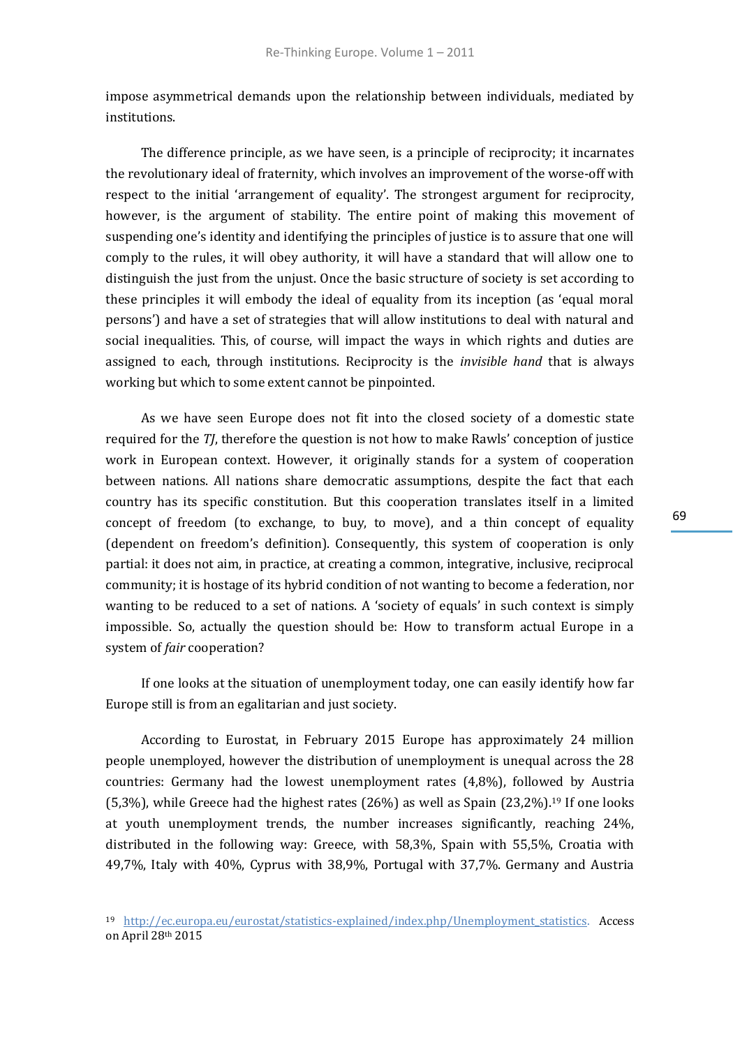impose asymmetrical demands upon the relationship between individuals, mediated by institutions.

The difference principle, as we have seen, is a principle of reciprocity; it incarnates the revolutionary ideal of fraternity, which involves an improvement of the worse-off with respect to the initial 'arrangement of equality'. The strongest argument for reciprocity, however, is the argument of stability. The entire point of making this movement of suspending one's identity and identifying the principles of justice is to assure that one will comply to the rules, it will obey authority, it will have a standard that will allow one to distinguish the just from the unjust. Once the basic structure of society is set according to these principles it will embody the ideal of equality from its inception (as 'equal moral persons') and have a set of strategies that will allow institutions to deal with natural and social inequalities. This, of course, will impact the ways in which rights and duties are assigned to each, through institutions. Reciprocity is the *invisible hand* that is always working but which to some extent cannot be pinpointed.

As we have seen Europe does not fit into the closed society of a domestic state required for the *TJ*, therefore the question is not how to make Rawls' conception of justice work in European context. However, it originally stands for a system of cooperation between nations. All nations share democratic assumptions, despite the fact that each country has its specific constitution. But this cooperation translates itself in a limited concept of freedom (to exchange, to buy, to move), and a thin concept of equality (dependent on freedom's definition). Consequently, this system of cooperation is only partial: it does not aim, in practice, at creating a common, integrative, inclusive, reciprocal community; it is hostage of its hybrid condition of not wanting to become a federation, nor wanting to be reduced to a set of nations. A 'society of equals' in such context is simply impossible. So, actually the question should be: How to transform actual Europe in a system of *fair* cooperation?

If one looks at the situation of unemployment today, one can easily identify how far Europe still is from an egalitarian and just society.

According to Eurostat, in February 2015 Europe has approximately 24 million people unemployed, however the distribution of unemployment is unequal across the 28 countries: Germany had the lowest unemployment rates (4,8%), followed by Austria (5,3%), while Greece had the highest rates (26%) as well as Spain (23,2%).[19] If one looks at youth unemployment trends, the number increases significantly, reaching 24%, distributed in the following way: Greece, with 58,3%, Spain with 55,5%, Croatia with 49,7%, Italy with 40%, Cyprus with 38,9%, Portugal with 37,7%. Germany and Austria

[19] http://ec.europa.eu/eurostat/statistics-explained/index.php/Unemployment_statistics. Access on April 28th 2015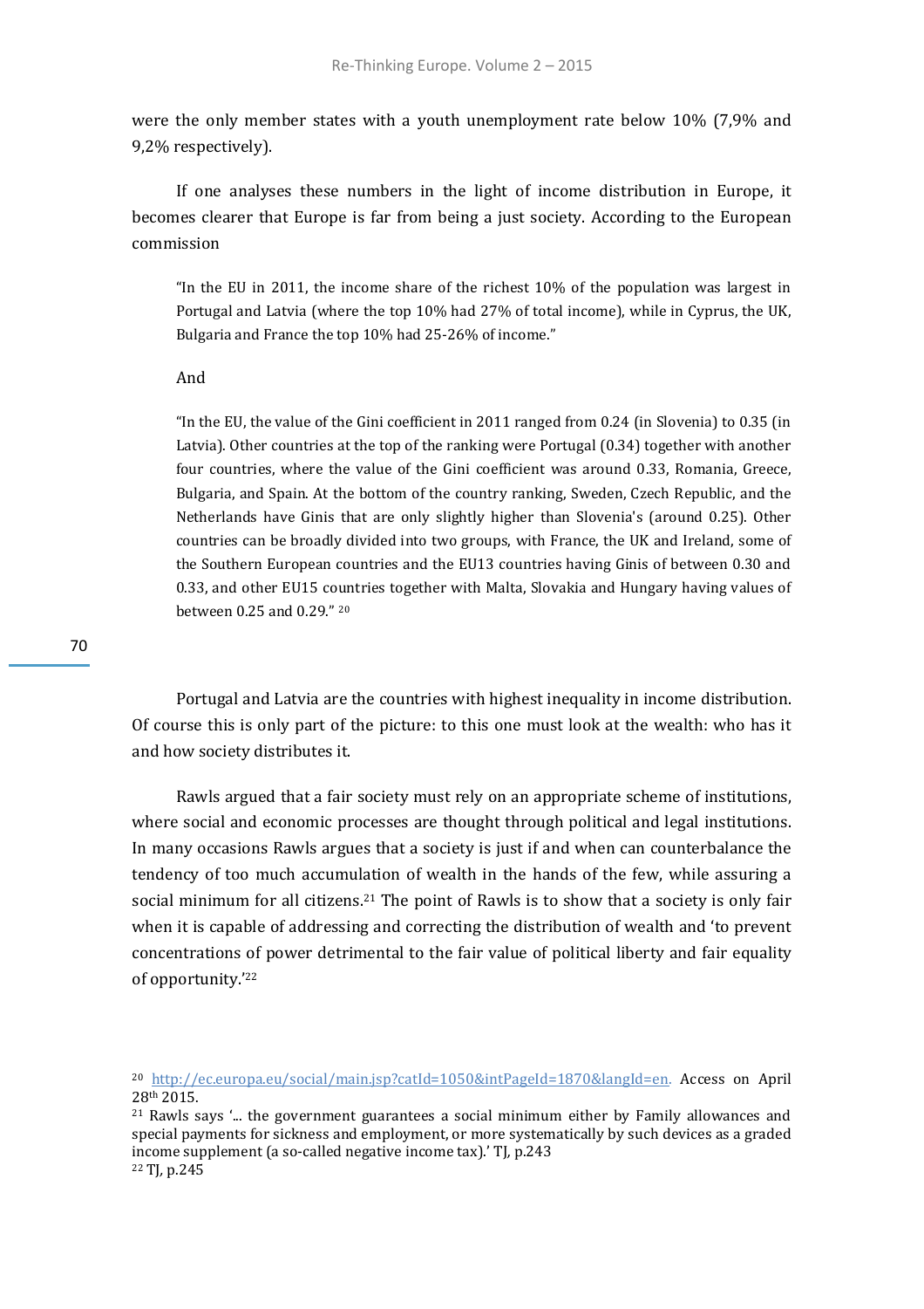were the only member states with a youth unemployment rate below 10% (7,9% and 9,2% respectively).

If one analyses these numbers in the light of income distribution in Europe, it becomes clearer that Europe is far from being a just society. According to the European commission

> "In the EU in 2011, the income share of the richest 10% of the population was largest in Portugal and Latvia (where the top 10% had 27% of total income), while in Cyprus, the UK, Bulgaria and France the top 10% had 25-26% of income."

And

> "In the EU, the value of the Gini coefficient in 2011 ranged from 0.24 (in Slovenia) to 0.35 (in Latvia). Other countries at the top of the ranking were Portugal (0.34) together with another four countries, where the value of the Gini coefficient was around 0.33, Romania, Greece, Bulgaria, and Spain. At the bottom of the country ranking, Sweden, Czech Republic, and the Netherlands have Ginis that are only slightly higher than Slovenia's (around 0.25). Other countries can be broadly divided into two groups, with France, the UK and Ireland, some of the Southern European countries and the EU13 countries having Ginis of between 0.30 and 0.33, and other EU15 countries together with Malta, Slovakia and Hungary having values of between 0.25 and 0.29." [20]

Portugal and Latvia are the countries with highest inequality in income distribution. Of course this is only part of the picture: to this one must look at the wealth: who has it and how society distributes it.

Rawls argued that a fair society must rely on an appropriate scheme of institutions, where social and economic processes are thought through political and legal institutions. In many occasions Rawls argues that a society is just if and when can counterbalance the tendency of too much accumulation of wealth in the hands of the few, while assuring a social minimum for all citizens.[21] The point of Rawls is to show that a society is only fair when it is capable of addressing and correcting the distribution of wealth and 'to prevent concentrations of power detrimental to the fair value of political liberty and fair equality of opportunity.'[22]

---

[20] http://ec.europa.eu/social/main.jsp?catId=1050&intPageId=1870&langId=en. Access on April 28th 2015.

[21] Rawls says '... the government guarantees a social minimum either by Family allowances and special payments for sickness and employment, or more systematically by such devices as a graded income supplement (a so-called negative income tax).' TJ, p.243

[22] TJ, p.245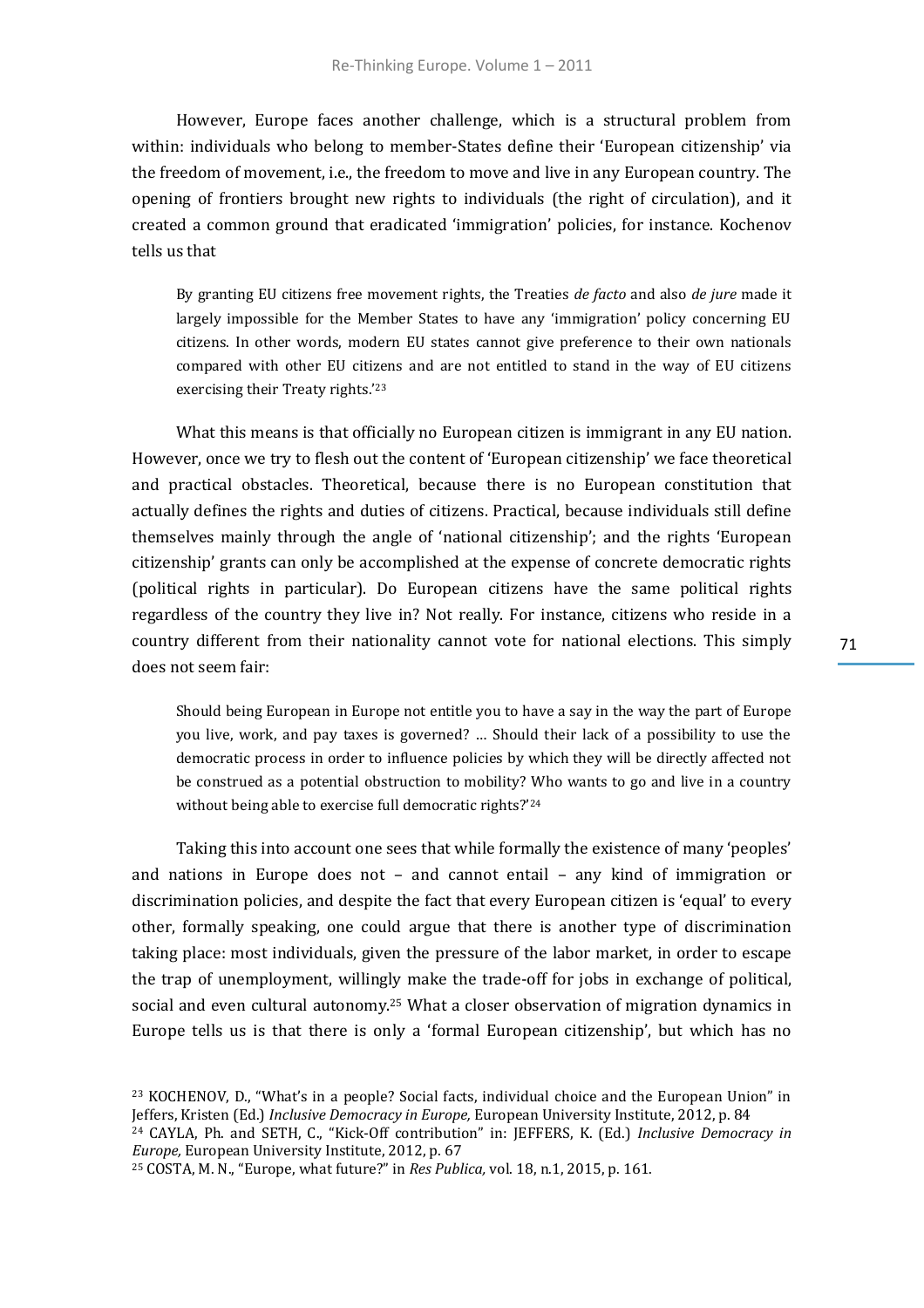However, Europe faces another challenge, which is a structural problem from within: individuals who belong to member-States define their 'European citizenship' via the freedom of movement, i.e., the freedom to move and live in any European country. The opening of frontiers brought new rights to individuals (the right of circulation), and it created a common ground that eradicated 'immigration' policies, for instance. Kochenov tells us that

> By granting EU citizens free movement rights, the Treaties *de facto* and also *de jure* made it largely impossible for the Member States to have any 'immigration' policy concerning EU citizens. In other words, modern EU states cannot give preference to their own nationals compared with other EU citizens and are not entitled to stand in the way of EU citizens exercising their Treaty rights.'[23]

What this means is that officially no European citizen is immigrant in any EU nation. However, once we try to flesh out the content of 'European citizenship' we face theoretical and practical obstacles. Theoretical, because there is no European constitution that actually defines the rights and duties of citizens. Practical, because individuals still define themselves mainly through the angle of 'national citizenship'; and the rights 'European citizenship' grants can only be accomplished at the expense of concrete democratic rights (political rights in particular). Do European citizens have the same political rights regardless of the country they live in? Not really. For instance, citizens who reside in a country different from their nationality cannot vote for national elections. This simply does not seem fair:

> Should being European in Europe not entitle you to have a say in the way the part of Europe you live, work, and pay taxes is governed? … Should their lack of a possibility to use the democratic process in order to influence policies by which they will be directly affected not be construed as a potential obstruction to mobility? Who wants to go and live in a country without being able to exercise full democratic rights?'[24]

Taking this into account one sees that while formally the existence of many 'peoples' and nations in Europe does not – and cannot entail – any kind of immigration or discrimination policies, and despite the fact that every European citizen is 'equal' to every other, formally speaking, one could argue that there is another type of discrimination taking place: most individuals, given the pressure of the labor market, in order to escape the trap of unemployment, willingly make the trade-off for jobs in exchange of political, social and even cultural autonomy.[25] What a closer observation of migration dynamics in Europe tells us is that there is only a 'formal European citizenship', but which has no

---

[23] KOCHENOV, D., "What's in a people? Social facts, individual choice and the European Union" in Jeffers, Kristen (Ed.) *Inclusive Democracy in Europe,* European University Institute, 2012, p. 84

[24] CAYLA, Ph. and SETH, C., "Kick-Off contribution" in: JEFFERS, K. (Ed.) *Inclusive Democracy in Europe,* European University Institute, 2012, p. 67

[25] COSTA, M. N., "Europe, what future?" in *Res Publica,* vol. 18, n.1, 2015, p. 161.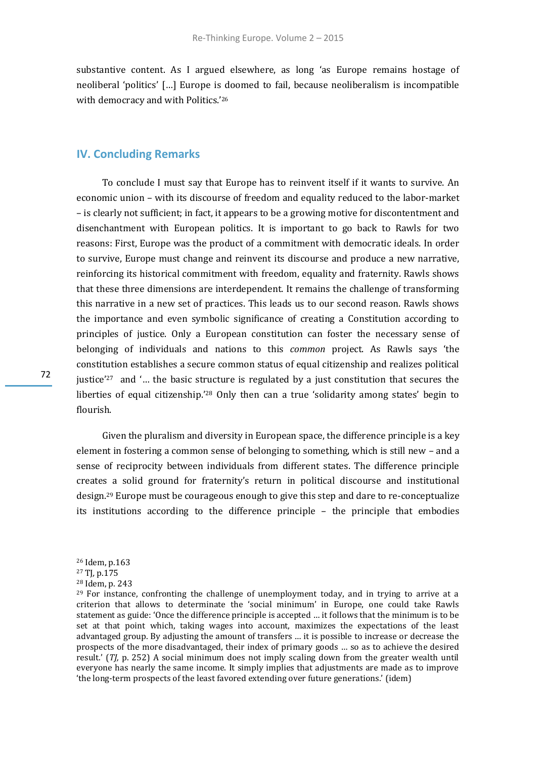substantive content. As I argued elsewhere, as long 'as Europe remains hostage of neoliberal 'politics' [...] Europe is doomed to fail, because neoliberalism is incompatible with democracy and with Politics.'[26]

## IV. Concluding Remarks

To conclude I must say that Europe has to reinvent itself if it wants to survive. An economic union – with its discourse of freedom and equality reduced to the labor-market – is clearly not sufficient; in fact, it appears to be a growing motive for discontentment and disenchantment with European politics. It is important to go back to Rawls for two reasons: First, Europe was the product of a commitment with democratic ideals. In order to survive, Europe must change and reinvent its discourse and produce a new narrative, reinforcing its historical commitment with freedom, equality and fraternity. Rawls shows that these three dimensions are interdependent. It remains the challenge of transforming this narrative in a new set of practices. This leads us to our second reason. Rawls shows the importance and even symbolic significance of creating a Constitution according to principles of justice. Only a European constitution can foster the necessary sense of belonging of individuals and nations to this *common* project. As Rawls says 'the constitution establishes a secure common status of equal citizenship and realizes political justice'[27] and '... the basic structure is regulated by a just constitution that secures the liberties of equal citizenship.'[28] Only then can a true 'solidarity among states' begin to flourish.

Given the pluralism and diversity in European space, the difference principle is a key element in fostering a common sense of belonging to something, which is still new – and a sense of reciprocity between individuals from different states. The difference principle creates a solid ground for fraternity's return in political discourse and institutional design.[29] Europe must be courageous enough to give this step and dare to re-conceptualize its institutions according to the difference principle – the principle that embodies

---

[26] Idem, p.163

[27] TJ, p.175

[28] Idem, p. 243

[29] For instance, confronting the challenge of unemployment today, and in trying to arrive at a criterion that allows to determinate the 'social minimum' in Europe, one could take Rawls statement as guide: 'Once the difference principle is accepted ... it follows that the minimum is to be set at that point which, taking wages into account, maximizes the expectations of the least advantaged group. By adjusting the amount of transfers ... it is possible to increase or decrease the prospects of the more disadvantaged, their index of primary goods ... so as to achieve the desired result.' (*TJ*, p. 252) A social minimum does not imply scaling down from the greater wealth until everyone has nearly the same income. It simply implies that adjustments are made as to improve 'the long-term prospects of the least favored extending over future generations.' (idem)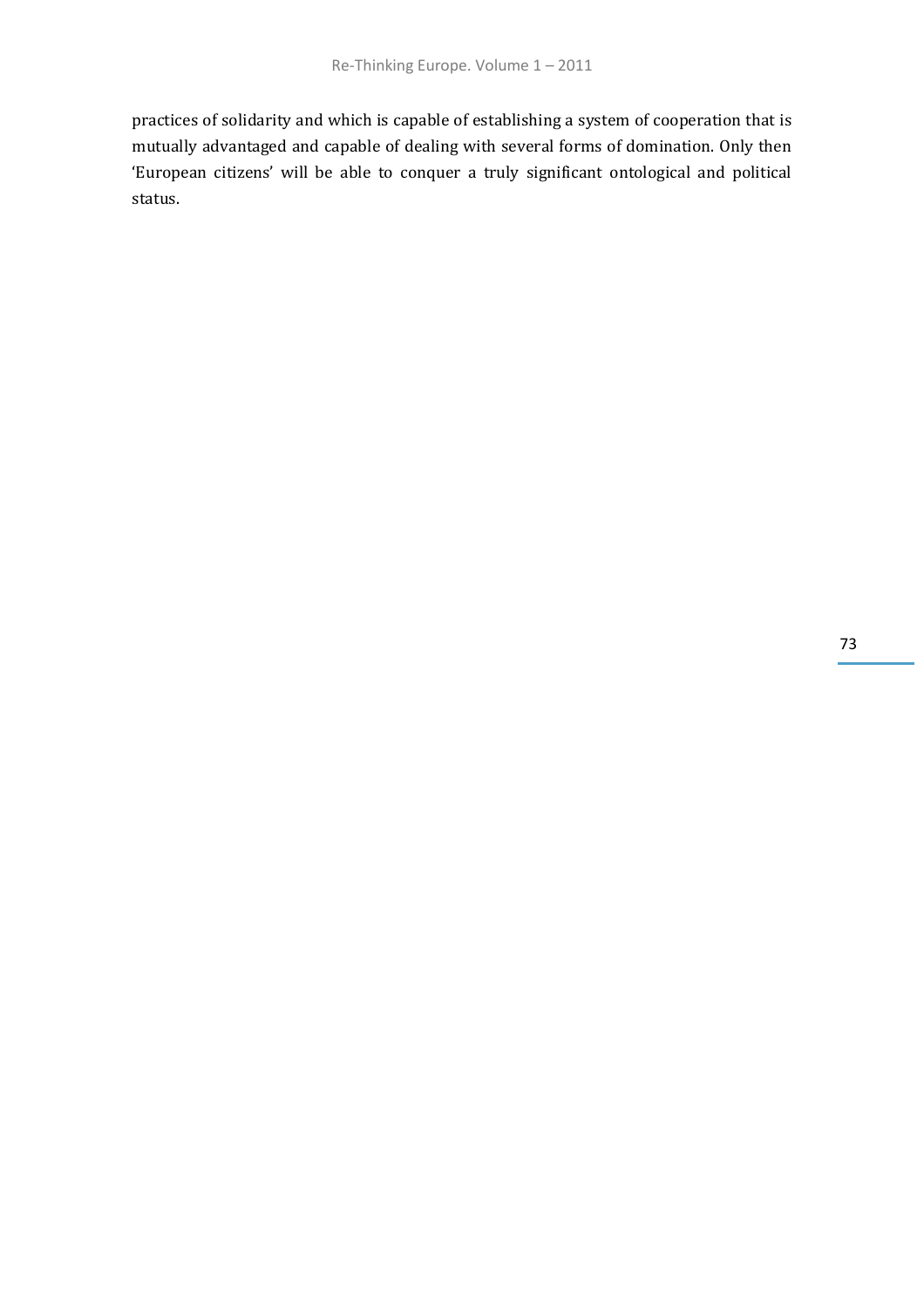practices of solidarity and which is capable of establishing a system of cooperation that is mutually advantaged and capable of dealing with several forms of domination. Only then 'European citizens' will be able to conquer a truly significant ontological and political status.